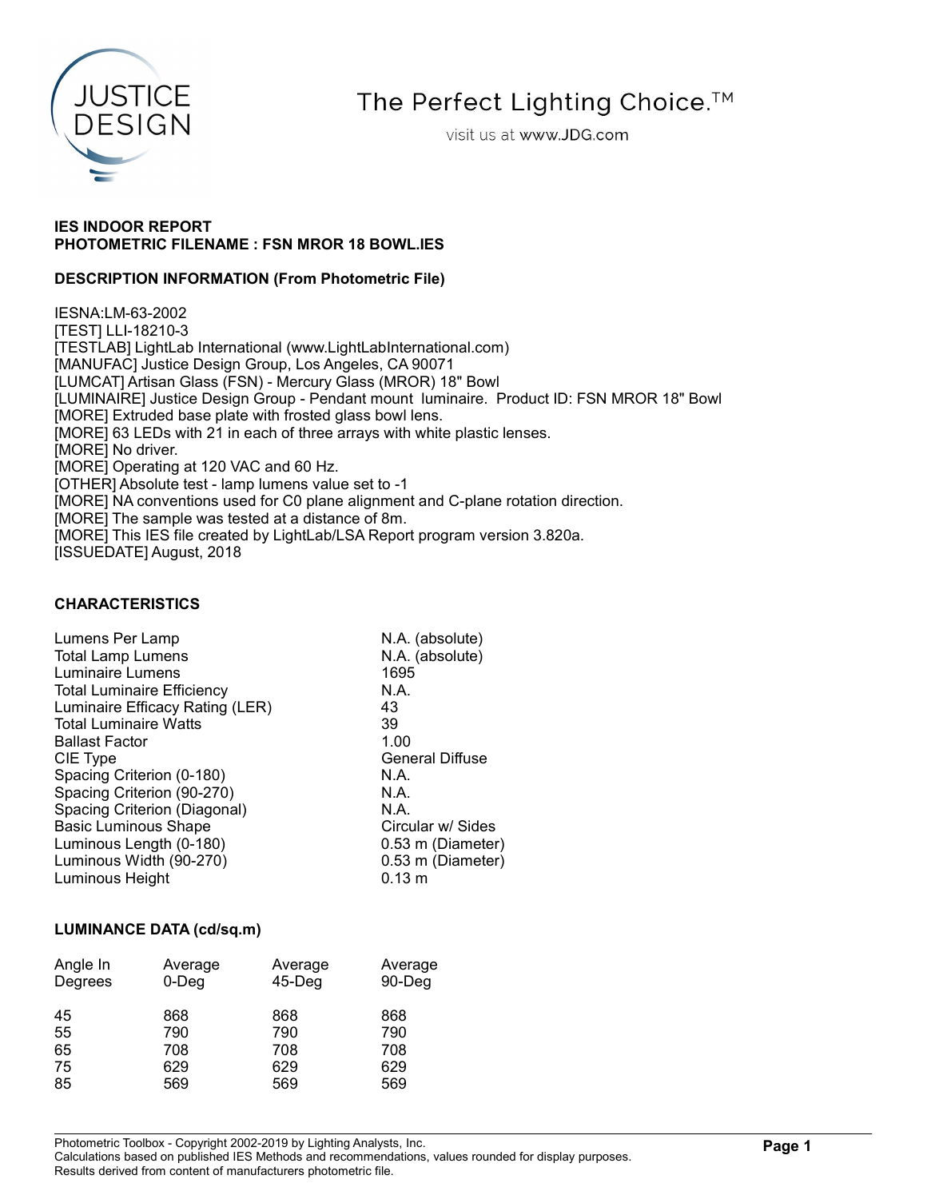The Perfect Lighting Choice.™

visit us at www.JDG.com

**IES INDOOR REPORT**
**PHOTOMETRIC FILENAME : FSN MROR 18 BOWL.IES**

**DESCRIPTION INFORMATION (From Photometric File)**

IESNA:LM-63-2002
[TEST] LLI-18210-3
[TESTLAB] LightLab International (www.LightLabInternational.com)
[MANUFAC] Justice Design Group, Los Angeles, CA 90071
[LUMCAT] Artisan Glass (FSN) - Mercury Glass (MROR) 18" Bowl
[LUMINAIRE] Justice Design Group - Pendant mount luminaire. Product ID: FSN MROR 18" Bowl
[MORE] Extruded base plate with frosted glass bowl lens.
[MORE] 63 LEDs with 21 in each of three arrays with white plastic lenses.
[MORE] No driver.
[MORE] Operating at 120 VAC and 60 Hz.
[OTHER] Absolute test - lamp lumens value set to -1
[MORE] NA conventions used for C0 plane alignment and C-plane rotation direction.
[MORE] The sample was tested at a distance of 8m.
[MORE] This IES file created by LightLab/LSA Report program version 3.820a.
[ISSUEDATE] August, 2018

**CHARACTERISTICS**

| | |
|---|---|
| Lumens Per Lamp | N.A. (absolute) |
| Total Lamp Lumens | N.A. (absolute) |
| Luminaire Lumens | 1695 |
| Total Luminaire Efficiency | N.A. |
| Luminaire Efficacy Rating (LER) | 43 |
| Total Luminaire Watts | 39 |
| Ballast Factor | 1.00 |
| CIE Type | General Diffuse |
| Spacing Criterion (0-180) | N.A. |
| Spacing Criterion (90-270) | N.A. |
| Spacing Criterion (Diagonal) | N.A. |
| Basic Luminous Shape | Circular w/ Sides |
| Luminous Length (0-180) | 0.53 m (Diameter) |
| Luminous Width (90-270) | 0.53 m (Diameter) |
| Luminous Height | 0.13 m |

**LUMINANCE DATA (cd/sq.m)**

| Angle In Degrees | Average 0-Deg | Average 45-Deg | Average 90-Deg |
|---|---|---|---|
| 45 | 868 | 868 | 868 |
| 55 | 790 | 790 | 790 |
| 65 | 708 | 708 | 708 |
| 75 | 629 | 629 | 629 |
| 85 | 569 | 569 | 569 |

Photometric Toolbox - Copyright 2002-2019 by Lighting Analysts, Inc.
Calculations based on published IES Methods and recommendations, values rounded for display purposes.
Results derived from content of manufacturers photometric file.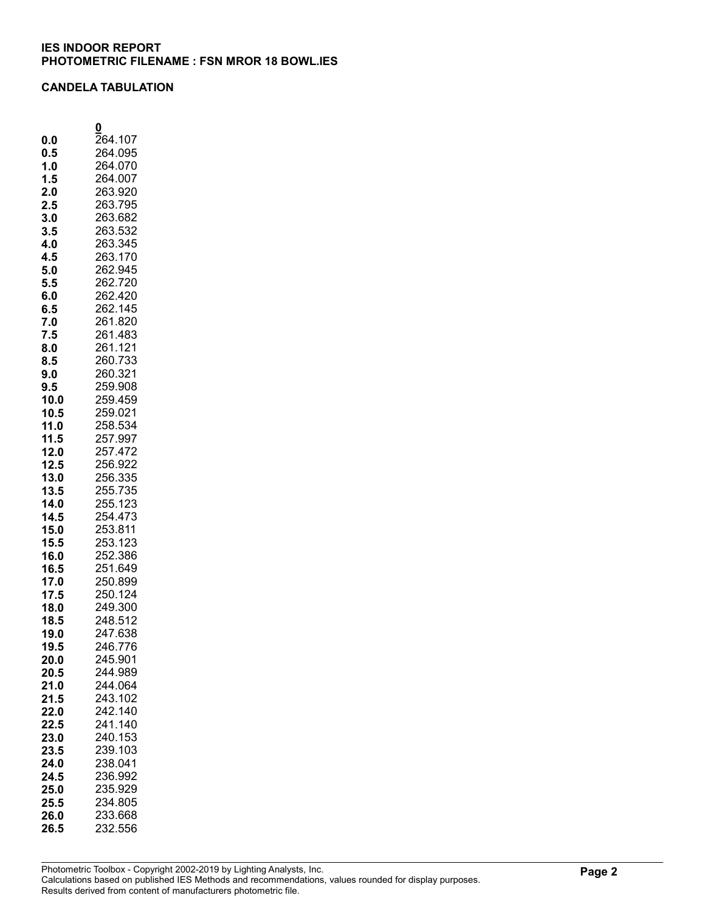**IES INDOOR REPORT**
**PHOTOMETRIC FILENAME : FSN MROR 18 BOWL.IES**

**CANDELA TABULATION**

| | 0 |
|---|---|
| **0.0** | 264.107 |
| **0.5** | 264.095 |
| **1.0** | 264.070 |
| **1.5** | 264.007 |
| **2.0** | 263.920 |
| **2.5** | 263.795 |
| **3.0** | 263.682 |
| **3.5** | 263.532 |
| **4.0** | 263.345 |
| **4.5** | 263.170 |
| **5.0** | 262.945 |
| **5.5** | 262.720 |
| **6.0** | 262.420 |
| **6.5** | 262.145 |
| **7.0** | 261.820 |
| **7.5** | 261.483 |
| **8.0** | 261.121 |
| **8.5** | 260.733 |
| **9.0** | 260.321 |
| **9.5** | 259.908 |
| **10.0** | 259.459 |
| **10.5** | 259.021 |
| **11.0** | 258.534 |
| **11.5** | 257.997 |
| **12.0** | 257.472 |
| **12.5** | 256.922 |
| **13.0** | 256.335 |
| **13.5** | 255.735 |
| **14.0** | 255.123 |
| **14.5** | 254.473 |
| **15.0** | 253.811 |
| **15.5** | 253.123 |
| **16.0** | 252.386 |
| **16.5** | 251.649 |
| **17.0** | 250.899 |
| **17.5** | 250.124 |
| **18.0** | 249.300 |
| **18.5** | 248.512 |
| **19.0** | 247.638 |
| **19.5** | 246.776 |
| **20.0** | 245.901 |
| **20.5** | 244.989 |
| **21.0** | 244.064 |
| **21.5** | 243.102 |
| **22.0** | 242.140 |
| **22.5** | 241.140 |
| **23.0** | 240.153 |
| **23.5** | 239.103 |
| **24.0** | 238.041 |
| **24.5** | 236.992 |
| **25.0** | 235.929 |
| **25.5** | 234.805 |
| **26.0** | 233.668 |
| **26.5** | 232.556 |

Photometric Toolbox - Copyright 2002-2019 by Lighting Analysts, Inc.
Calculations based on published IES Methods and recommendations, values rounded for display purposes.
Results derived from content of manufacturers photometric file.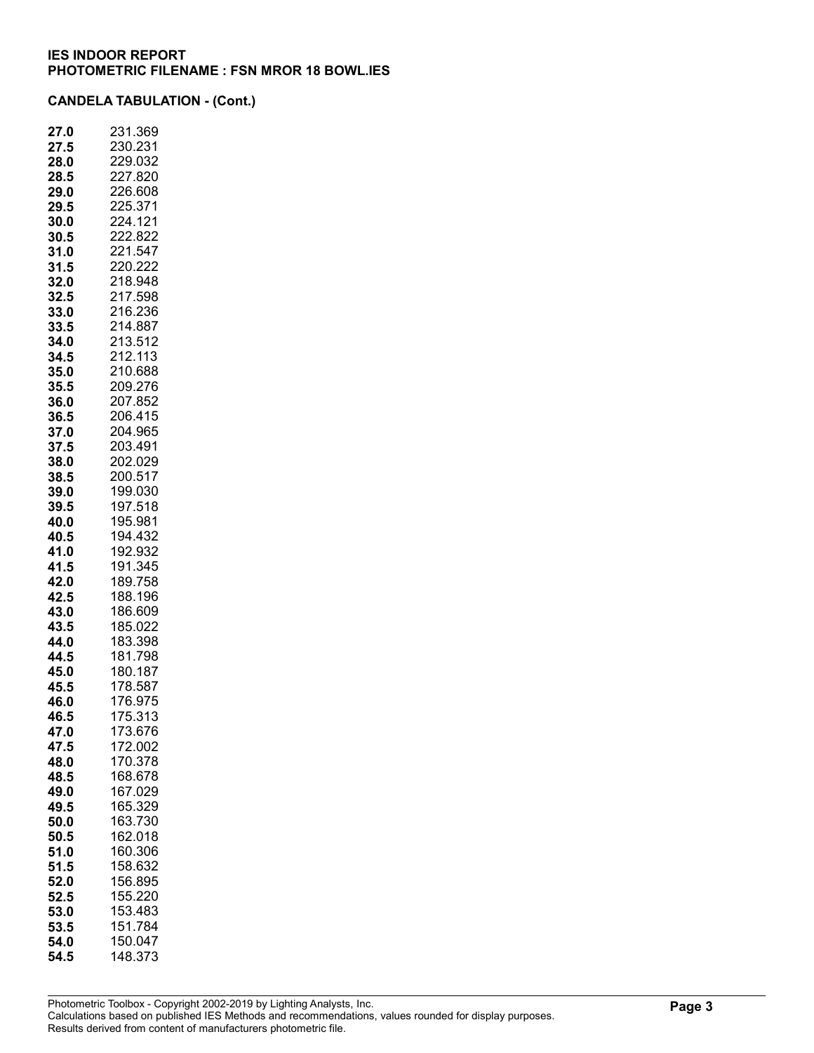**IES INDOOR REPORT**
**PHOTOMETRIC FILENAME : FSN MROR 18 BOWL.IES**

**CANDELA TABULATION - (Cont.)**

| | |
|---|---|
| **27.0** | 231.369 |
| **27.5** | 230.231 |
| **28.0** | 229.032 |
| **28.5** | 227.820 |
| **29.0** | 226.608 |
| **29.5** | 225.371 |
| **30.0** | 224.121 |
| **30.5** | 222.822 |
| **31.0** | 221.547 |
| **31.5** | 220.222 |
| **32.0** | 218.948 |
| **32.5** | 217.598 |
| **33.0** | 216.236 |
| **33.5** | 214.887 |
| **34.0** | 213.512 |
| **34.5** | 212.113 |
| **35.0** | 210.688 |
| **35.5** | 209.276 |
| **36.0** | 207.852 |
| **36.5** | 206.415 |
| **37.0** | 204.965 |
| **37.5** | 203.491 |
| **38.0** | 202.029 |
| **38.5** | 200.517 |
| **39.0** | 199.030 |
| **39.5** | 197.518 |
| **40.0** | 195.981 |
| **40.5** | 194.432 |
| **41.0** | 192.932 |
| **41.5** | 191.345 |
| **42.0** | 189.758 |
| **42.5** | 188.196 |
| **43.0** | 186.609 |
| **43.5** | 185.022 |
| **44.0** | 183.398 |
| **44.5** | 181.798 |
| **45.0** | 180.187 |
| **45.5** | 178.587 |
| **46.0** | 176.975 |
| **46.5** | 175.313 |
| **47.0** | 173.676 |
| **47.5** | 172.002 |
| **48.0** | 170.378 |
| **48.5** | 168.678 |
| **49.0** | 167.029 |
| **49.5** | 165.329 |
| **50.0** | 163.730 |
| **50.5** | 162.018 |
| **51.0** | 160.306 |
| **51.5** | 158.632 |
| **52.0** | 156.895 |
| **52.5** | 155.220 |
| **53.0** | 153.483 |
| **53.5** | 151.784 |
| **54.0** | 150.047 |
| **54.5** | 148.373 |

Photometric Toolbox - Copyright 2002-2019 by Lighting Analysts, Inc.
Calculations based on published IES Methods and recommendations, values rounded for display purposes.
Results derived from content of manufacturers photometric file.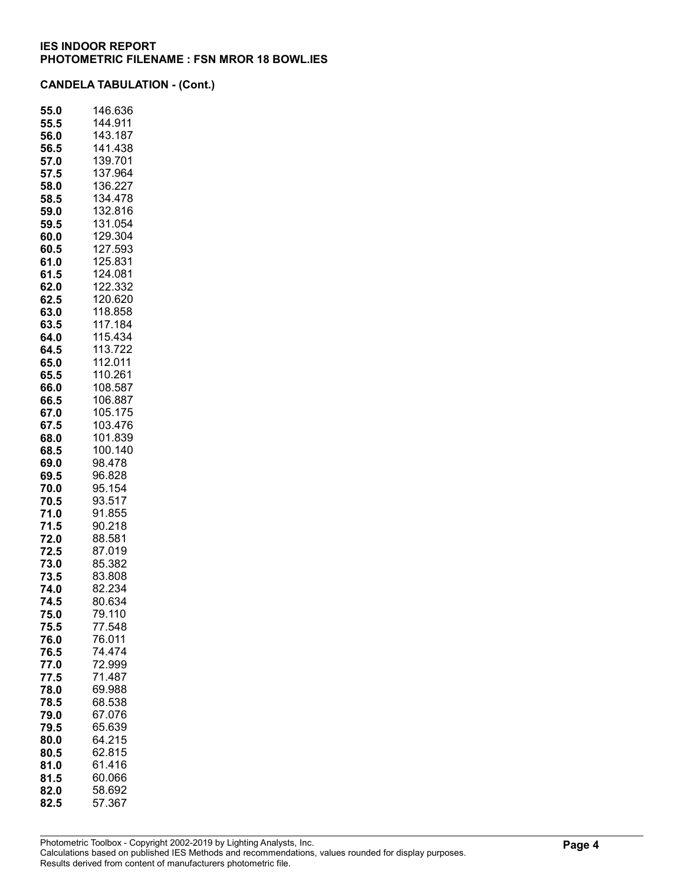**IES INDOOR REPORT**
**PHOTOMETRIC FILENAME : FSN MROR 18 BOWL.IES**

**CANDELA TABULATION - (Cont.)**

| | |
|---|---|
| **55.0** | 146.636 |
| **55.5** | 144.911 |
| **56.0** | 143.187 |
| **56.5** | 141.438 |
| **57.0** | 139.701 |
| **57.5** | 137.964 |
| **58.0** | 136.227 |
| **58.5** | 134.478 |
| **59.0** | 132.816 |
| **59.5** | 131.054 |
| **60.0** | 129.304 |
| **60.5** | 127.593 |
| **61.0** | 125.831 |
| **61.5** | 124.081 |
| **62.0** | 122.332 |
| **62.5** | 120.620 |
| **63.0** | 118.858 |
| **63.5** | 117.184 |
| **64.0** | 115.434 |
| **64.5** | 113.722 |
| **65.0** | 112.011 |
| **65.5** | 110.261 |
| **66.0** | 108.587 |
| **66.5** | 106.887 |
| **67.0** | 105.175 |
| **67.5** | 103.476 |
| **68.0** | 101.839 |
| **68.5** | 100.140 |
| **69.0** | 98.478 |
| **69.5** | 96.828 |
| **70.0** | 95.154 |
| **70.5** | 93.517 |
| **71.0** | 91.855 |
| **71.5** | 90.218 |
| **72.0** | 88.581 |
| **72.5** | 87.019 |
| **73.0** | 85.382 |
| **73.5** | 83.808 |
| **74.0** | 82.234 |
| **74.5** | 80.634 |
| **75.0** | 79.110 |
| **75.5** | 77.548 |
| **76.0** | 76.011 |
| **76.5** | 74.474 |
| **77.0** | 72.999 |
| **77.5** | 71.487 |
| **78.0** | 69.988 |
| **78.5** | 68.538 |
| **79.0** | 67.076 |
| **79.5** | 65.639 |
| **80.0** | 64.215 |
| **80.5** | 62.815 |
| **81.0** | 61.416 |
| **81.5** | 60.066 |
| **82.0** | 58.692 |
| **82.5** | 57.367 |

Photometric Toolbox - Copyright 2002-2019 by Lighting Analysts, Inc.
Calculations based on published IES Methods and recommendations, values rounded for display purposes.
Results derived from content of manufacturers photometric file.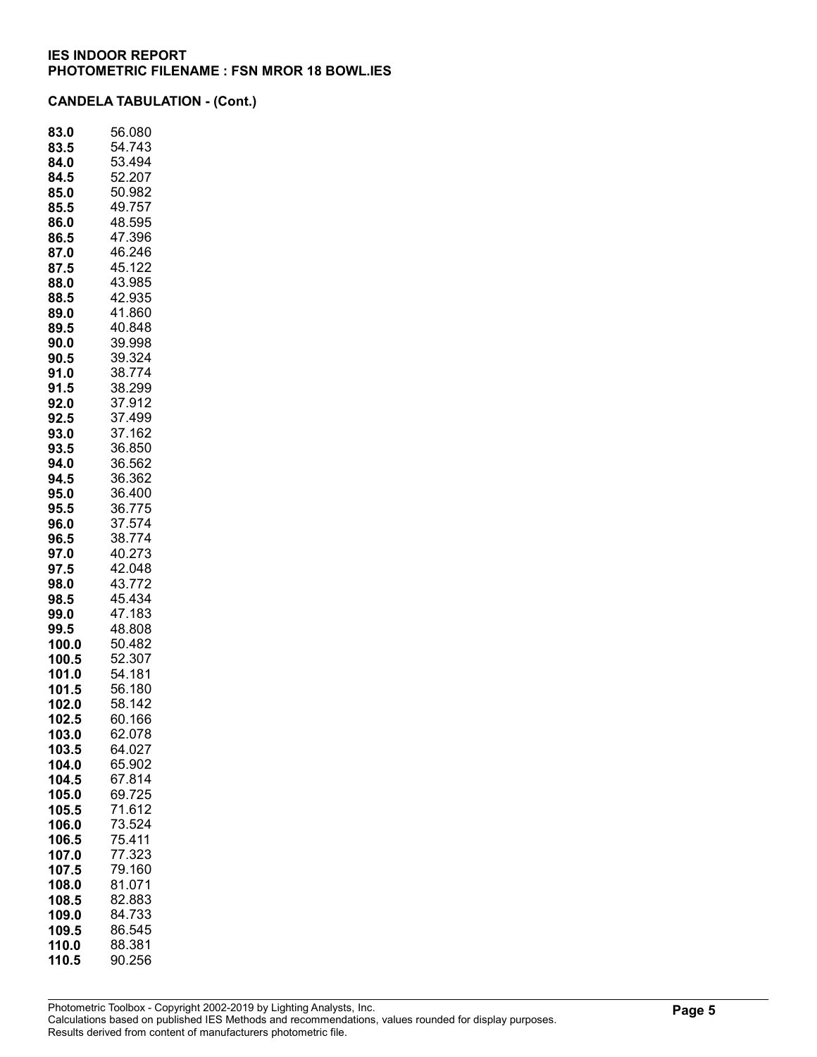**IES INDOOR REPORT**
**PHOTOMETRIC FILENAME : FSN MROR 18 BOWL.IES**

**CANDELA TABULATION - (Cont.)**

| | |
|---|---|
| **83.0** | 56.080 |
| **83.5** | 54.743 |
| **84.0** | 53.494 |
| **84.5** | 52.207 |
| **85.0** | 50.982 |
| **85.5** | 49.757 |
| **86.0** | 48.595 |
| **86.5** | 47.396 |
| **87.0** | 46.246 |
| **87.5** | 45.122 |
| **88.0** | 43.985 |
| **88.5** | 42.935 |
| **89.0** | 41.860 |
| **89.5** | 40.848 |
| **90.0** | 39.998 |
| **90.5** | 39.324 |
| **91.0** | 38.774 |
| **91.5** | 38.299 |
| **92.0** | 37.912 |
| **92.5** | 37.499 |
| **93.0** | 37.162 |
| **93.5** | 36.850 |
| **94.0** | 36.562 |
| **94.5** | 36.362 |
| **95.0** | 36.400 |
| **95.5** | 36.775 |
| **96.0** | 37.574 |
| **96.5** | 38.774 |
| **97.0** | 40.273 |
| **97.5** | 42.048 |
| **98.0** | 43.772 |
| **98.5** | 45.434 |
| **99.0** | 47.183 |
| **99.5** | 48.808 |
| **100.0** | 50.482 |
| **100.5** | 52.307 |
| **101.0** | 54.181 |
| **101.5** | 56.180 |
| **102.0** | 58.142 |
| **102.5** | 60.166 |
| **103.0** | 62.078 |
| **103.5** | 64.027 |
| **104.0** | 65.902 |
| **104.5** | 67.814 |
| **105.0** | 69.725 |
| **105.5** | 71.612 |
| **106.0** | 73.524 |
| **106.5** | 75.411 |
| **107.0** | 77.323 |
| **107.5** | 79.160 |
| **108.0** | 81.071 |
| **108.5** | 82.883 |
| **109.0** | 84.733 |
| **109.5** | 86.545 |
| **110.0** | 88.381 |
| **110.5** | 90.256 |

Photometric Toolbox - Copyright 2002-2019 by Lighting Analysts, Inc.
Calculations based on published IES Methods and recommendations, values rounded for display purposes.
Results derived from content of manufacturers photometric file.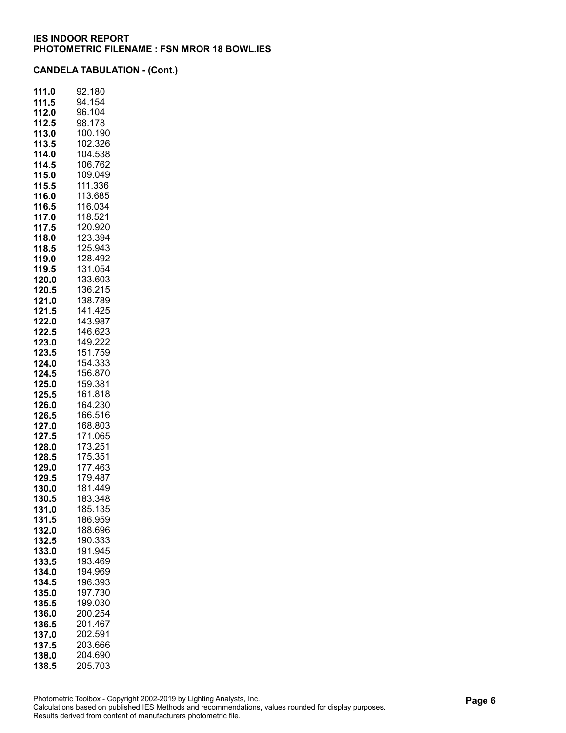**IES INDOOR REPORT**
**PHOTOMETRIC FILENAME : FSN MROR 18 BOWL.IES**

**CANDELA TABULATION - (Cont.)**

| | |
|---|---|
| **111.0** | 92.180 |
| **111.5** | 94.154 |
| **112.0** | 96.104 |
| **112.5** | 98.178 |
| **113.0** | 100.190 |
| **113.5** | 102.326 |
| **114.0** | 104.538 |
| **114.5** | 106.762 |
| **115.0** | 109.049 |
| **115.5** | 111.336 |
| **116.0** | 113.685 |
| **116.5** | 116.034 |
| **117.0** | 118.521 |
| **117.5** | 120.920 |
| **118.0** | 123.394 |
| **118.5** | 125.943 |
| **119.0** | 128.492 |
| **119.5** | 131.054 |
| **120.0** | 133.603 |
| **120.5** | 136.215 |
| **121.0** | 138.789 |
| **121.5** | 141.425 |
| **122.0** | 143.987 |
| **122.5** | 146.623 |
| **123.0** | 149.222 |
| **123.5** | 151.759 |
| **124.0** | 154.333 |
| **124.5** | 156.870 |
| **125.0** | 159.381 |
| **125.5** | 161.818 |
| **126.0** | 164.230 |
| **126.5** | 166.516 |
| **127.0** | 168.803 |
| **127.5** | 171.065 |
| **128.0** | 173.251 |
| **128.5** | 175.351 |
| **129.0** | 177.463 |
| **129.5** | 179.487 |
| **130.0** | 181.449 |
| **130.5** | 183.348 |
| **131.0** | 185.135 |
| **131.5** | 186.959 |
| **132.0** | 188.696 |
| **132.5** | 190.333 |
| **133.0** | 191.945 |
| **133.5** | 193.469 |
| **134.0** | 194.969 |
| **134.5** | 196.393 |
| **135.0** | 197.730 |
| **135.5** | 199.030 |
| **136.0** | 200.254 |
| **136.5** | 201.467 |
| **137.0** | 202.591 |
| **137.5** | 203.666 |
| **138.0** | 204.690 |
| **138.5** | 205.703 |

Photometric Toolbox - Copyright 2002-2019 by Lighting Analysts, Inc.
Calculations based on published IES Methods and recommendations, values rounded for display purposes.
Results derived from content of manufacturers photometric file.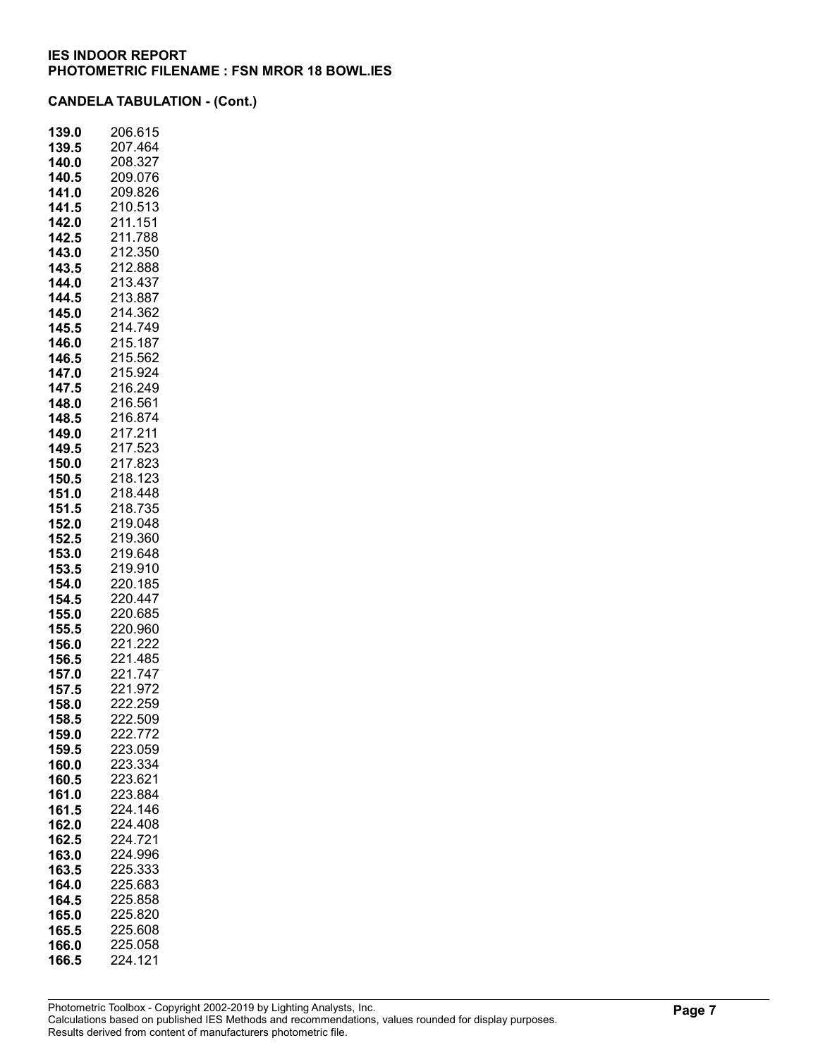**IES INDOOR REPORT**
**PHOTOMETRIC FILENAME : FSN MROR 18 BOWL.IES**

**CANDELA TABULATION - (Cont.)**

| | |
|---|---|
| **139.0** | 206.615 |
| **139.5** | 207.464 |
| **140.0** | 208.327 |
| **140.5** | 209.076 |
| **141.0** | 209.826 |
| **141.5** | 210.513 |
| **142.0** | 211.151 |
| **142.5** | 211.788 |
| **143.0** | 212.350 |
| **143.5** | 212.888 |
| **144.0** | 213.437 |
| **144.5** | 213.887 |
| **145.0** | 214.362 |
| **145.5** | 214.749 |
| **146.0** | 215.187 |
| **146.5** | 215.562 |
| **147.0** | 215.924 |
| **147.5** | 216.249 |
| **148.0** | 216.561 |
| **148.5** | 216.874 |
| **149.0** | 217.211 |
| **149.5** | 217.523 |
| **150.0** | 217.823 |
| **150.5** | 218.123 |
| **151.0** | 218.448 |
| **151.5** | 218.735 |
| **152.0** | 219.048 |
| **152.5** | 219.360 |
| **153.0** | 219.648 |
| **153.5** | 219.910 |
| **154.0** | 220.185 |
| **154.5** | 220.447 |
| **155.0** | 220.685 |
| **155.5** | 220.960 |
| **156.0** | 221.222 |
| **156.5** | 221.485 |
| **157.0** | 221.747 |
| **157.5** | 221.972 |
| **158.0** | 222.259 |
| **158.5** | 222.509 |
| **159.0** | 222.772 |
| **159.5** | 223.059 |
| **160.0** | 223.334 |
| **160.5** | 223.621 |
| **161.0** | 223.884 |
| **161.5** | 224.146 |
| **162.0** | 224.408 |
| **162.5** | 224.721 |
| **163.0** | 224.996 |
| **163.5** | 225.333 |
| **164.0** | 225.683 |
| **164.5** | 225.858 |
| **165.0** | 225.820 |
| **165.5** | 225.608 |
| **166.0** | 225.058 |
| **166.5** | 224.121 |

Photometric Toolbox - Copyright 2002-2019 by Lighting Analysts, Inc.
Calculations based on published IES Methods and recommendations, values rounded for display purposes.
Results derived from content of manufacturers photometric file.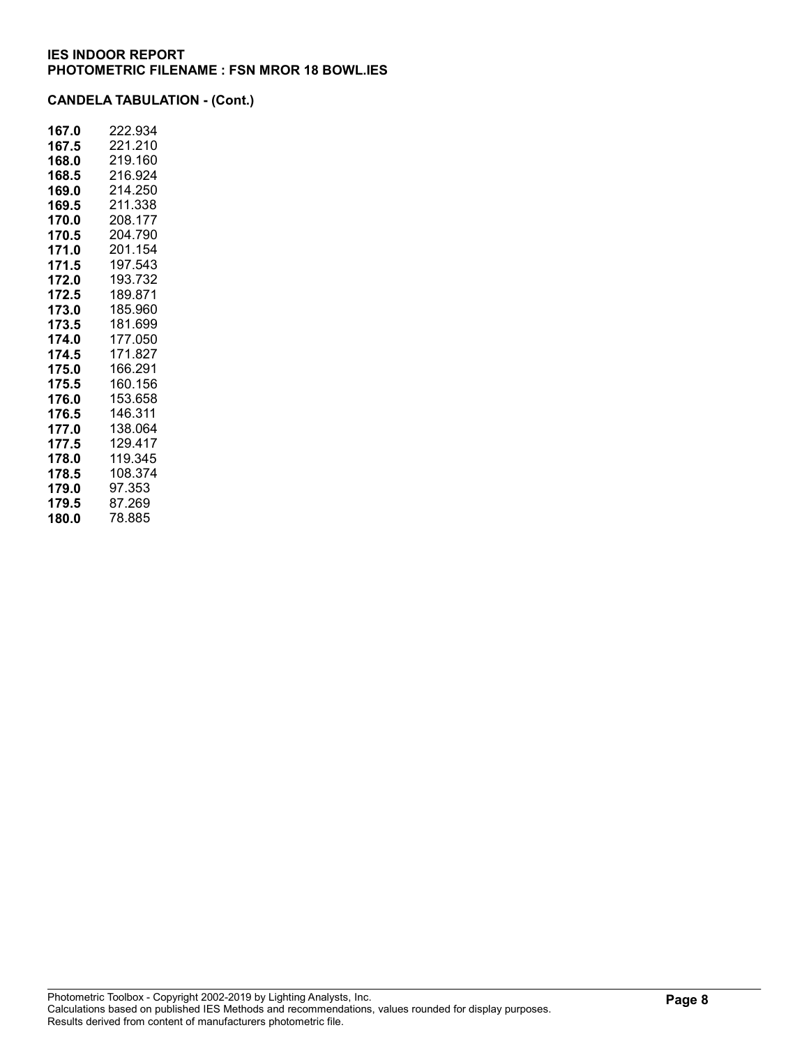**IES INDOOR REPORT**
**PHOTOMETRIC FILENAME : FSN MROR 18 BOWL.IES**

**CANDELA TABULATION - (Cont.)**

| | |
|---|---|
| **167.0** | 222.934 |
| **167.5** | 221.210 |
| **168.0** | 219.160 |
| **168.5** | 216.924 |
| **169.0** | 214.250 |
| **169.5** | 211.338 |
| **170.0** | 208.177 |
| **170.5** | 204.790 |
| **171.0** | 201.154 |
| **171.5** | 197.543 |
| **172.0** | 193.732 |
| **172.5** | 189.871 |
| **173.0** | 185.960 |
| **173.5** | 181.699 |
| **174.0** | 177.050 |
| **174.5** | 171.827 |
| **175.0** | 166.291 |
| **175.5** | 160.156 |
| **176.0** | 153.658 |
| **176.5** | 146.311 |
| **177.0** | 138.064 |
| **177.5** | 129.417 |
| **178.0** | 119.345 |
| **178.5** | 108.374 |
| **179.0** | 97.353 |
| **179.5** | 87.269 |
| **180.0** | 78.885 |

Photometric Toolbox - Copyright 2002-2019 by Lighting Analysts, Inc.
Calculations based on published IES Methods and recommendations, values rounded for display purposes.
Results derived from content of manufacturers photometric file.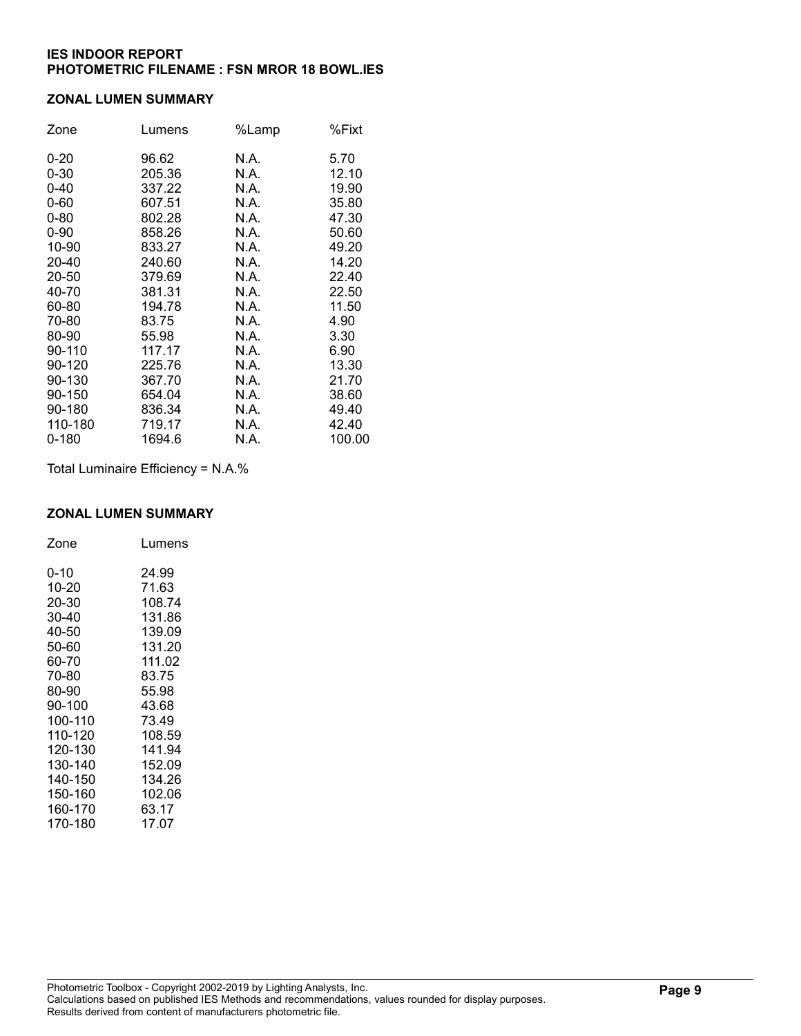**IES INDOOR REPORT**
**PHOTOMETRIC FILENAME : FSN MROR 18 BOWL.IES**

## ZONAL LUMEN SUMMARY

| Zone | Lumens | %Lamp | %Fixt |
|---|---|---|---|
| 0-20 | 96.62 | N.A. | 5.70 |
| 0-30 | 205.36 | N.A. | 12.10 |
| 0-40 | 337.22 | N.A. | 19.90 |
| 0-60 | 607.51 | N.A. | 35.80 |
| 0-80 | 802.28 | N.A. | 47.30 |
| 0-90 | 858.26 | N.A. | 50.60 |
| 10-90 | 833.27 | N.A. | 49.20 |
| 20-40 | 240.60 | N.A. | 14.20 |
| 20-50 | 379.69 | N.A. | 22.40 |
| 40-70 | 381.31 | N.A. | 22.50 |
| 60-80 | 194.78 | N.A. | 11.50 |
| 70-80 | 83.75 | N.A. | 4.90 |
| 80-90 | 55.98 | N.A. | 3.30 |
| 90-110 | 117.17 | N.A. | 6.90 |
| 90-120 | 225.76 | N.A. | 13.30 |
| 90-130 | 367.70 | N.A. | 21.70 |
| 90-150 | 654.04 | N.A. | 38.60 |
| 90-180 | 836.34 | N.A. | 49.40 |
| 110-180 | 719.17 | N.A. | 42.40 |
| 0-180 | 1694.6 | N.A. | 100.00 |

Total Luminaire Efficiency = N.A.%

## ZONAL LUMEN SUMMARY

| Zone | Lumens |
|---|---|
| 0-10 | 24.99 |
| 10-20 | 71.63 |
| 20-30 | 108.74 |
| 30-40 | 131.86 |
| 40-50 | 139.09 |
| 50-60 | 131.20 |
| 60-70 | 111.02 |
| 70-80 | 83.75 |
| 80-90 | 55.98 |
| 90-100 | 43.68 |
| 100-110 | 73.49 |
| 110-120 | 108.59 |
| 120-130 | 141.94 |
| 130-140 | 152.09 |
| 140-150 | 134.26 |
| 150-160 | 102.06 |
| 160-170 | 63.17 |
| 170-180 | 17.07 |

Photometric Toolbox - Copyright 2002-2019 by Lighting Analysts, Inc.
Calculations based on published IES Methods and recommendations, values rounded for display purposes.
Results derived from content of manufacturers photometric file.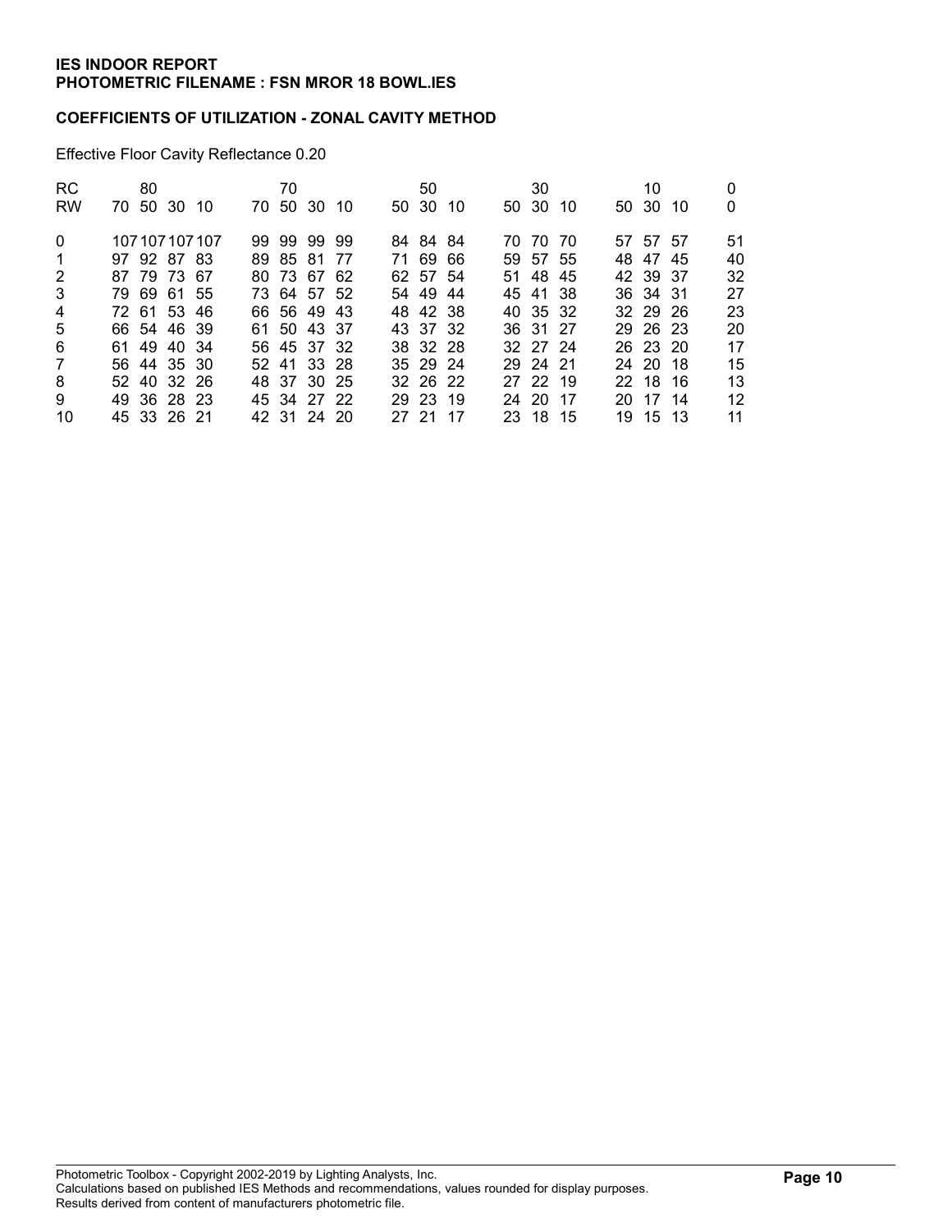**IES INDOOR REPORT**
**PHOTOMETRIC FILENAME : FSN MROR 18 BOWL.IES**

**COEFFICIENTS OF UTILIZATION - ZONAL CAVITY METHOD**

Effective Floor Cavity Reflectance 0.20

| RC | 80 | | | | 70 | | | | 50 | | | 30 | | | 10 | | | 0 |
|---|---|---|---|---|---|---|---|---|---|---|---|---|---|---|---|---|---|---|
| RW | 70 | 50 | 30 | 10 | 70 | 50 | 30 | 10 | 50 | 30 | 10 | 50 | 30 | 10 | 50 | 30 | 10 | 0 |
| 0 | 107 | 107 | 107 | 107 | 99 | 99 | 99 | 99 | 84 | 84 | 84 | 70 | 70 | 70 | 57 | 57 | 57 | 51 |
| 1 | 97 | 92 | 87 | 83 | 89 | 85 | 81 | 77 | 71 | 69 | 66 | 59 | 57 | 55 | 48 | 47 | 45 | 40 |
| 2 | 87 | 79 | 73 | 67 | 80 | 73 | 67 | 62 | 62 | 57 | 54 | 51 | 48 | 45 | 42 | 39 | 37 | 32 |
| 3 | 79 | 69 | 61 | 55 | 73 | 64 | 57 | 52 | 54 | 49 | 44 | 45 | 41 | 38 | 36 | 34 | 31 | 27 |
| 4 | 72 | 61 | 53 | 46 | 66 | 56 | 49 | 43 | 48 | 42 | 38 | 40 | 35 | 32 | 32 | 29 | 26 | 23 |
| 5 | 66 | 54 | 46 | 39 | 61 | 50 | 43 | 37 | 43 | 37 | 32 | 36 | 31 | 27 | 29 | 26 | 23 | 20 |
| 6 | 61 | 49 | 40 | 34 | 56 | 45 | 37 | 32 | 38 | 32 | 28 | 32 | 27 | 24 | 26 | 23 | 20 | 17 |
| 7 | 56 | 44 | 35 | 30 | 52 | 41 | 33 | 28 | 35 | 29 | 24 | 29 | 24 | 21 | 24 | 20 | 18 | 15 |
| 8 | 52 | 40 | 32 | 26 | 48 | 37 | 30 | 25 | 32 | 26 | 22 | 27 | 22 | 19 | 22 | 18 | 16 | 13 |
| 9 | 49 | 36 | 28 | 23 | 45 | 34 | 27 | 22 | 29 | 23 | 19 | 24 | 20 | 17 | 20 | 17 | 14 | 12 |
| 10 | 45 | 33 | 26 | 21 | 42 | 31 | 24 | 20 | 27 | 21 | 17 | 23 | 18 | 15 | 19 | 15 | 13 | 11 |

Photometric Toolbox - Copyright 2002-2019 by Lighting Analysts, Inc.
Calculations based on published IES Methods and recommendations, values rounded for display purposes.
Results derived from content of manufacturers photometric file.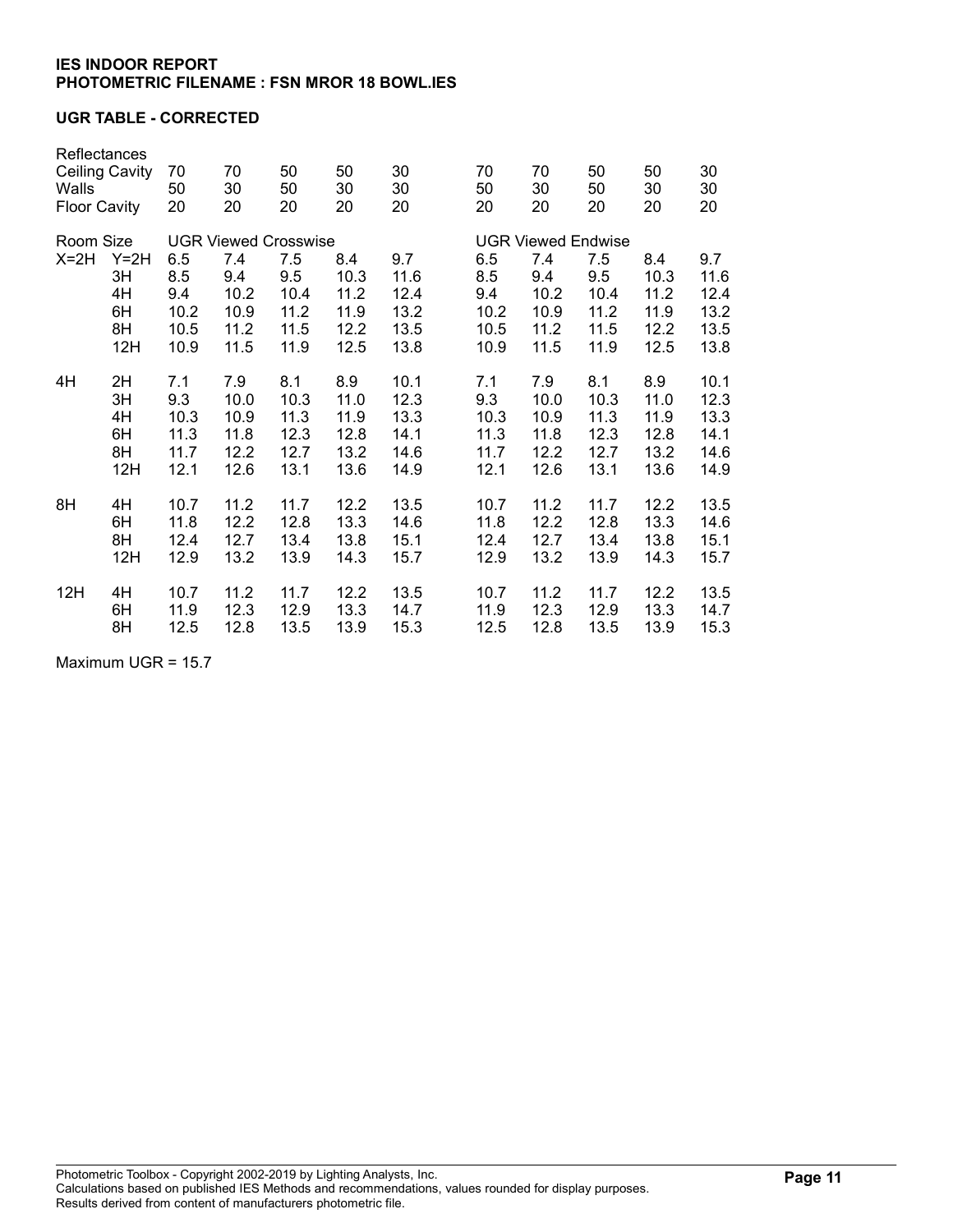**IES INDOOR REPORT**
**PHOTOMETRIC FILENAME : FSN MROR 18 BOWL.IES**

**UGR TABLE - CORRECTED**

| Reflectances | | | | | | | | | | | |
|---|---|---|---|---|---|---|---|---|---|---|---|
| Ceiling Cavity | | 70 | 70 | 50 | 50 | 30 | 70 | 70 | 50 | 50 | 30 |
| Walls | | 50 | 30 | 50 | 30 | 30 | 50 | 30 | 50 | 30 | 30 |
| Floor Cavity | | 20 | 20 | 20 | 20 | 20 | 20 | 20 | 20 | 20 | 20 |
| Room Size | | UGR Viewed Crosswise | | | | | UGR Viewed Endwise | | | | |
| X=2H | Y=2H | 6.5 | 7.4 | 7.5 | 8.4 | 9.7 | 6.5 | 7.4 | 7.5 | 8.4 | 9.7 |
| | 3H | 8.5 | 9.4 | 9.5 | 10.3 | 11.6 | 8.5 | 9.4 | 9.5 | 10.3 | 11.6 |
| | 4H | 9.4 | 10.2 | 10.4 | 11.2 | 12.4 | 9.4 | 10.2 | 10.4 | 11.2 | 12.4 |
| | 6H | 10.2 | 10.9 | 11.2 | 11.9 | 13.2 | 10.2 | 10.9 | 11.2 | 11.9 | 13.2 |
| | 8H | 10.5 | 11.2 | 11.5 | 12.2 | 13.5 | 10.5 | 11.2 | 11.5 | 12.2 | 13.5 |
| | 12H | 10.9 | 11.5 | 11.9 | 12.5 | 13.8 | 10.9 | 11.5 | 11.9 | 12.5 | 13.8 |
| 4H | 2H | 7.1 | 7.9 | 8.1 | 8.9 | 10.1 | 7.1 | 7.9 | 8.1 | 8.9 | 10.1 |
| | 3H | 9.3 | 10.0 | 10.3 | 11.0 | 12.3 | 9.3 | 10.0 | 10.3 | 11.0 | 12.3 |
| | 4H | 10.3 | 10.9 | 11.3 | 11.9 | 13.3 | 10.3 | 10.9 | 11.3 | 11.9 | 13.3 |
| | 6H | 11.3 | 11.8 | 12.3 | 12.8 | 14.1 | 11.3 | 11.8 | 12.3 | 12.8 | 14.1 |
| | 8H | 11.7 | 12.2 | 12.7 | 13.2 | 14.6 | 11.7 | 12.2 | 12.7 | 13.2 | 14.6 |
| | 12H | 12.1 | 12.6 | 13.1 | 13.6 | 14.9 | 12.1 | 12.6 | 13.1 | 13.6 | 14.9 |
| 8H | 4H | 10.7 | 11.2 | 11.7 | 12.2 | 13.5 | 10.7 | 11.2 | 11.7 | 12.2 | 13.5 |
| | 6H | 11.8 | 12.2 | 12.8 | 13.3 | 14.6 | 11.8 | 12.2 | 12.8 | 13.3 | 14.6 |
| | 8H | 12.4 | 12.7 | 13.4 | 13.8 | 15.1 | 12.4 | 12.7 | 13.4 | 13.8 | 15.1 |
| | 12H | 12.9 | 13.2 | 13.9 | 14.3 | 15.7 | 12.9 | 13.2 | 13.9 | 14.3 | 15.7 |
| 12H | 4H | 10.7 | 11.2 | 11.7 | 12.2 | 13.5 | 10.7 | 11.2 | 11.7 | 12.2 | 13.5 |
| | 6H | 11.9 | 12.3 | 12.9 | 13.3 | 14.7 | 11.9 | 12.3 | 12.9 | 13.3 | 14.7 |
| | 8H | 12.5 | 12.8 | 13.5 | 13.9 | 15.3 | 12.5 | 12.8 | 13.5 | 13.9 | 15.3 |

Maximum UGR = 15.7

Photometric Toolbox - Copyright 2002-2019 by Lighting Analysts, Inc.
Calculations based on published IES Methods and recommendations, values rounded for display purposes.
Results derived from content of manufacturers photometric file.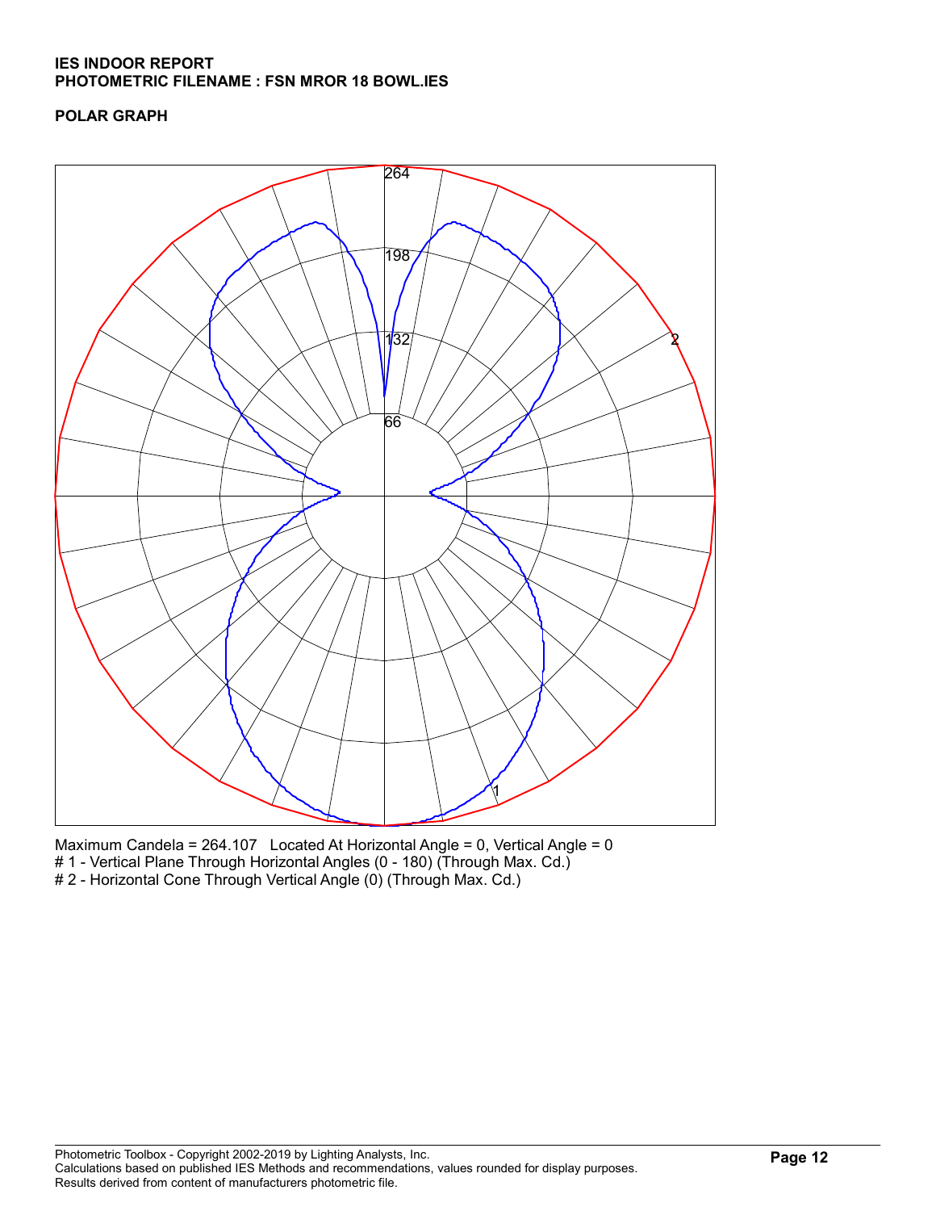**IES INDOOR REPORT**
**PHOTOMETRIC FILENAME : FSN MROR 18 BOWL.IES**

**POLAR GRAPH**

264

198

132

66

2

1

Maximum Candela = 264.107 Located At Horizontal Angle = 0, Vertical Angle = 0
# 1 - Vertical Plane Through Horizontal Angles (0 - 180) (Through Max. Cd.)
# 2 - Horizontal Cone Through Vertical Angle (0) (Through Max. Cd.)

Photometric Toolbox - Copyright 2002-2019 by Lighting Analysts, Inc.
Calculations based on published IES Methods and recommendations, values rounded for display purposes.
Results derived from content of manufacturers photometric file.